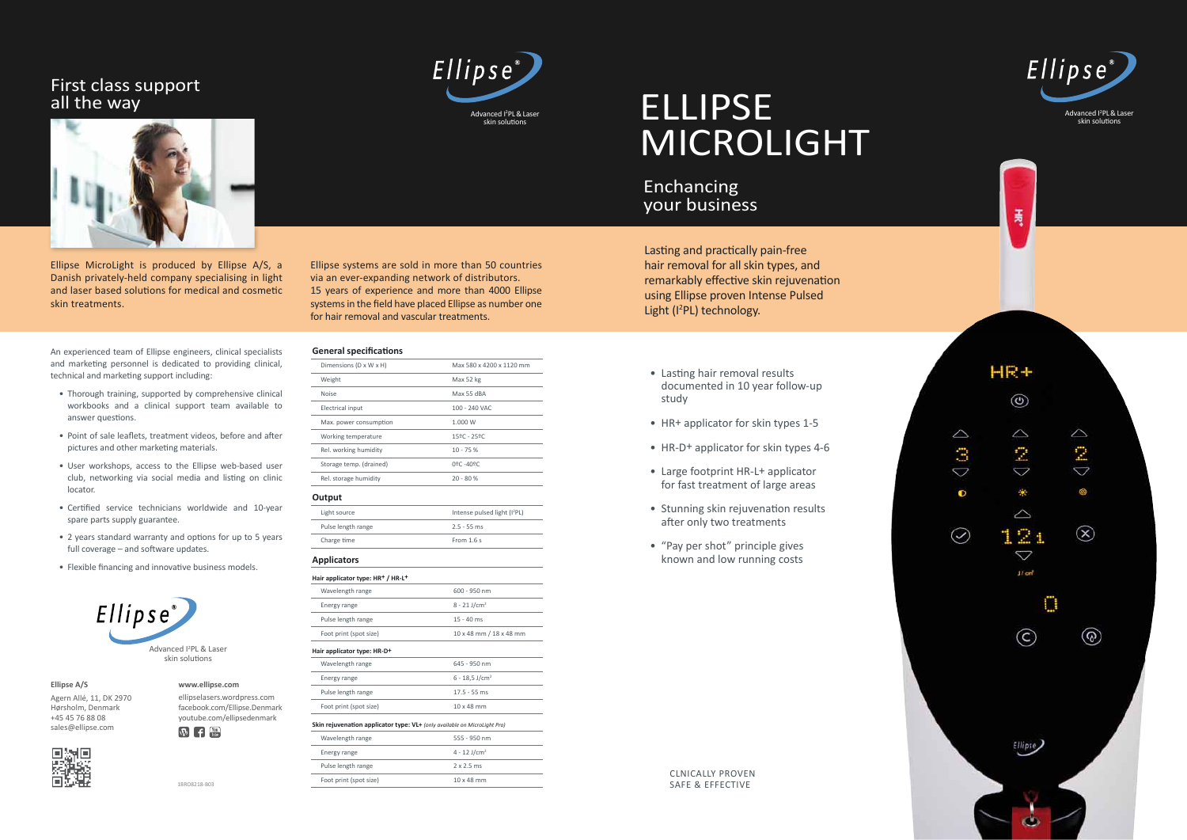# First class support all the way

Ellipse MicroLight is produced by Ellipse A/S, a Danish privately-held company specialising in light and laser based solutions for medical and cosmetic skin treatments.

Ellipse systems are sold in more than 50 countries via an ever-expanding network of distributors. 15 years of experience and more than 4000 Ellipse systems in the field have placed Ellipse as number one for hair removal and vascular treatments.

An experienced team of Ellipse engineers, clinical specialists and marketing personnel is dedicated to providing clinical, technical and marketing support including:

- Thorough training, supported by comprehensive clinical workbooks and a clinical support team available to answer questions.
- Point of sale leaflets, treatment videos, before and after pictures and other marketing materials.
- User workshops, access to the Ellipse web-based user club, networking via social media and listing on clinic locator.
- Certified service technicians worldwide and 10-year spare parts supply guarantee.
- 2 years standard warranty and options for up to 5 years full coverage – and software updates.
- Flexible financing and innovative business models.

Ellipse®

Advanced I²PL & Laser skin solutions

**Ellipse A/S**

Agern Allé, 11, DK 2970
Hørsholm, Denmark
+45 45 76 88 08
sales@ellipse.com

**www.ellipse.com**

ellipselasers.wordpress.com
facebook.com/Ellipse.Denmark
youtube.com/ellipsedenmark

1BRO8218-B03

### General specifications

| | |
|---|---|
| Dimensions (D x W x H) | Max 580 x 4200 x 1120 mm |
| Weight | Max 52 kg |
| Noise | Max 55 dBA |
| Electrical input | 100 - 240 VAC |
| Max. power consumption | 1.000 W |
| Working temperature | 15ºC - 25ºC |
| Rel. working humidity | 10 - 75 % |
| Storage temp. (drained) | 0ºC -40ºC |
| Rel. storage humidity | 20 - 80 % |

### Output

| | |
|---|---|
| Light source | Intense pulsed light (I²PL) |
| Pulse length range | 2.5 - 55 ms |
| Charge time | From 1.6 s |

### Applicators

**Hair applicator type: HR⁺ / HR-L⁺**

| | |
|---|---|
| Wavelength range | 600 - 950 nm |
| Energy range | 8 - 21 J/cm² |
| Pulse length range | 15 - 40 ms |
| Foot print (spot size) | 10 x 48 mm / 18 x 48 mm |

**Hair applicator type: HR-D⁺**

| | |
|---|---|
| Wavelength range | 645 - 950 nm |
| Energy range | 6 - 18,5 J/cm² |
| Pulse length range | 17.5 - 55 ms |
| Foot print (spot size) | 10 x 48 mm |

**Skin rejuvenation applicator type: VL⁺** *(only available on MicroLight Pro)*

| | |
|---|---|
| Wavelength range | 555 - 950 nm |
| Energy range | 4 - 12 J/cm² |
| Pulse length range | 2 x 2.5 ms |
| Foot print (spot size) | 10 x 48 mm |

Ellipse®

Advanced I²PL & Laser skin solutions

# ELLIPSE MICROLIGHT

## Enchancing your business

Lasting and practically pain-free hair removal for all skin types, and remarkably effective skin rejuvenation using Ellipse proven Intense Pulsed Light (I²PL) technology.

- Lasting hair removal results documented in 10 year follow-up study
- HR+ applicator for skin types 1-5
- HR-D+ applicator for skin types 4-6
- Large footprint HR-L+ applicator for fast treatment of large areas
- Stunning skin rejuvenation results after only two treatments
- "Pay per shot" principle gives known and low running costs

CLNICALLY PROVEN
SAFE & EFFECTIVE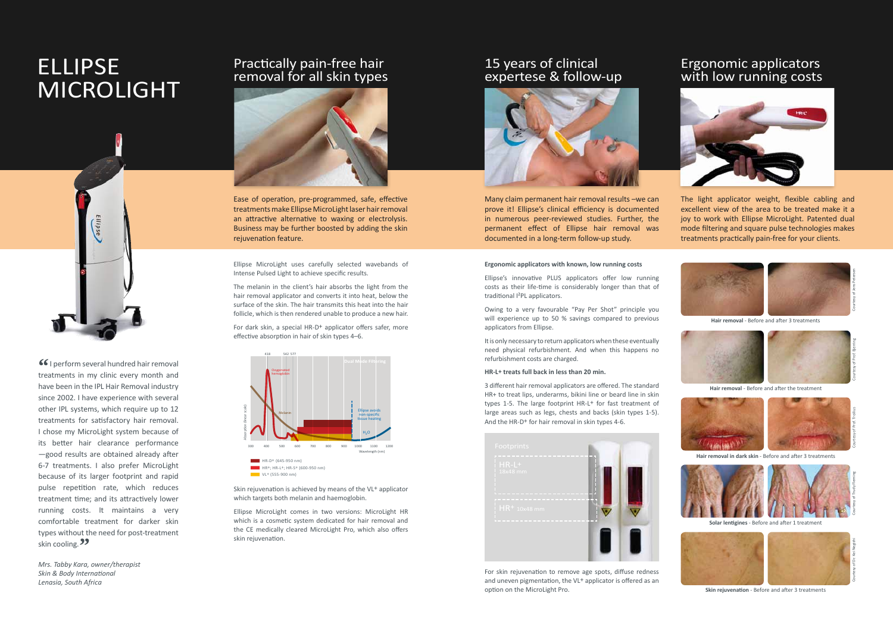# ELLIPSE MICROLIGHT

"I perform several hundred hair removal treatments in my clinic every month and have been in the IPL Hair Removal industry since 2002. I have experience with several other IPL systems, which require up to 12 treatments for satisfactory hair removal. I chose my MicroLight system because of its better hair clearance performance—good results are obtained already after 6-7 treatments. I also prefer MicroLight because of its larger footprint and rapid pulse repetition rate, which reduces treatment time; and its attractively lower running costs. It maintains a very comfortable treatment for darker skin types without the need for post-treatment skin cooling."

*Mrs. Tabby Kara, owner/therapist*
*Skin & Body International*
*Lenasia, South Africa*

## Practically pain-free hair removal for all skin types

Ease of operation, pre-programmed, safe, effective treatments make Ellipse MicroLight laser hair removal an attractive alternative to waxing or electrolysis. Business may be further boosted by adding the skin rejuvenation feature.

Ellipse MicroLight uses carefully selected wavebands of Intense Pulsed Light to achieve specific results.

The melanin in the client's hair absorbs the light from the hair removal applicator and converts it into heat, below the surface of the skin. The hair transmits this heat into the hair follicle, which is then rendered unable to produce a new hair.

For dark skin, a special HR-D+ applicator offers safer, more effective absorption in hair of skin types 4–6.

418 542 577
Dual Mode Filtering
Oxygenated hemoglobin
Melanin
Ellipse avoids non-specific tissue heating
$H_2O$
Absorption (linear scale)
300 400 500 600 700 800 900 1000 1100 1200
Wavelength (nm)

HR-D+ (645-950 nm)
HR+; HR-L+; HR-S+ (600-950 nm)
VL+ (555-900 nm)

Skin rejuvenation is achieved by means of the VL+ applicator which targets both melanin and haemoglobin.

Ellipse MicroLight comes in two versions: MicroLight HR which is a cosmetic system dedicated for hair removal and the CE medically cleared MicroLight Pro, which also offers skin rejuvenation.

## 15 years of clinical expertese & follow-up

Many claim permanent hair removal results –we can prove it! Ellipse's clinical efficiency is documented in numerous peer-reviewed studies. Further, the permanent effect of Ellipse hair removal was documented in a long-term follow-up study.

**Ergonomic applicators with known, low running costs**

Ellipse's innovative PLUS applicators offer low running costs as their life-time is considerably longer than that of traditional I²PL applicators.

Owing to a very favourable "Pay Per Shot" principle you will experience up to 50 % savings compared to previous applicators from Ellipse.

It is only necessary to return applicators when these eventually need physical refurbishment. And when this happens no refurbishment costs are charged.

**HR-L+ treats full back in less than 20 min.**

3 different hair removal applicators are offered. The standard HR+ to treat lips, underarms, bikini line or beard line in skin types 1-5. The large footprint HR-L+ for fast treatment of large areas such as legs, chests and backs (skin types 1-5). And the HR-D+ for hair removal in skin types 4-6.

Footprints
HR-L+ 18x48 mm
HR+ 10x48 mm

For skin rejuvenation to remove age spots, diffuse redness and uneven pigmentation, the VL+ applicator is offered as an option on the MicroLight Pro.

## Ergonomic applicators with low running costs

The light applicator weight, flexible cabling and excellent view of the area to be treated make it a joy to work with Ellipse MicroLight. Patented dual mode filtering and square pulse technologies makes treatments practically pain-free for your clients.

**Hair removal** - Before and after 3 treatments
Courtesy of Jens Petersen

**Hair removal** - Before and after the treatment
Courtesy of Prof. Bjerring

**Hair removal in dark skin** - Before and after 3 treatments
Courtesy of Prof. Troilius

**Solar lentigines** - Before and after 1 treatment
Courtesy of Trudy Fleming

**Skin rejuvenation** - Before and after 3 treatments
Courtesy of Dr. Ken Margolis